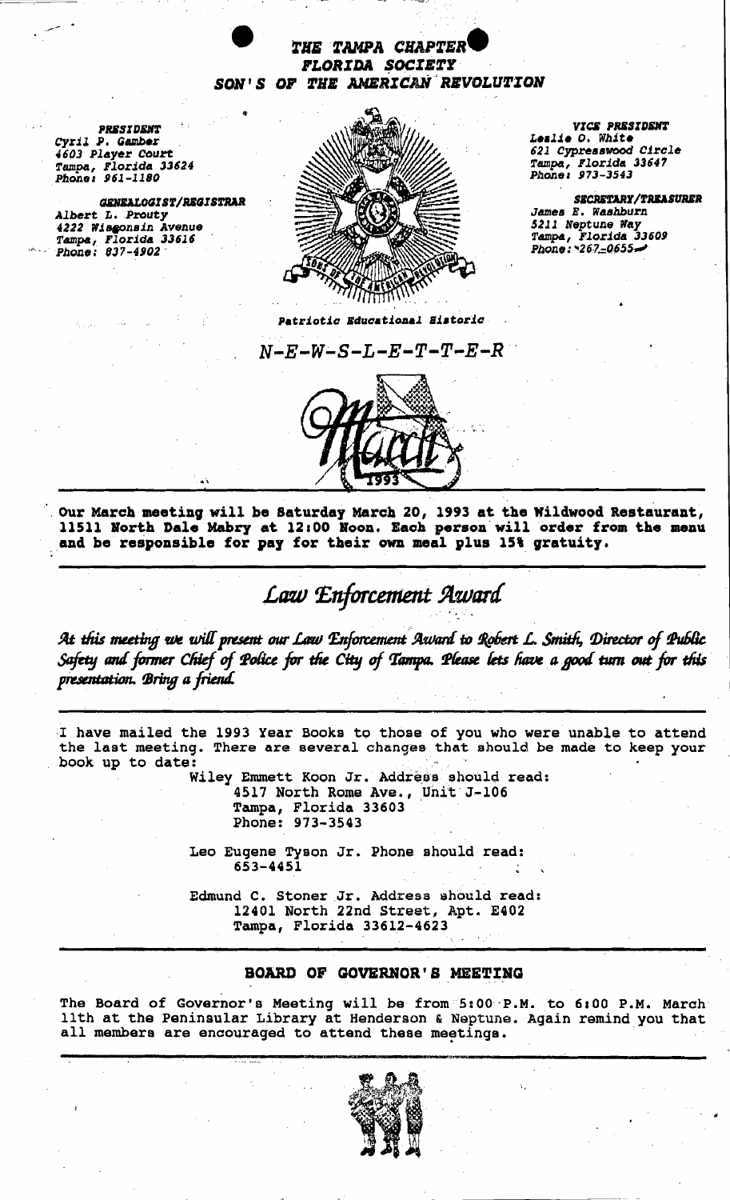# THE TAMPA CHAPTER
## FLORIDA SOCIETY
## SON'S OF THE AMERICAN REVOLUTION

**PRESIDENT**
Cyril P. Gamber
4603 Player Court
Tampa, Florida 33624
Phone: 961-1180

**GENEALOGIST/REGISTRAR**
Albert L. Prouty
4222 Wisconsin Avenue
Tampa, Florida 33616
Phone: 837-4902

**VICE PRESIDENT**
Leslie O. White
621 Cypresswood Circle
Tampa, Florida 33647
Phone: 973-3543

**SECRETARY/TREASURER**
James E. Washburn
5211 Neptune Way
Tampa, Florida 33609
Phone: 267-0655

*Patriotic Educational Historic*

N-E-W-S-L-E-T-T-E-R

March 1993

---

**Our March meeting will be Saturday March 20, 1993 at the Wildwood Restaurant, 11511 North Dale Mabry at 12:00 Noon. Each person will order from the menu and be responsible for pay for their own meal plus 15% gratuity.**

---

## *Law Enforcement Award*

*At this meeting we will present our Law Enforcement Award to Robert L. Smith, Director of Public Safety and former Chief of Police for the City of Tampa. Please lets have a good turn out for this presentation. Bring a friend.*

---

I have mailed the 1993 Year Books to those of you who were unable to attend the last meeting. There are several changes that should be made to keep your book up to date:

Wiley Emmett Koon Jr. Address should read:
4517 North Rome Ave., Unit J-106
Tampa, Florida 33603
Phone: 973-3543

Leo Eugene Tyson Jr. Phone should read:
653-4451

Edmund C. Stoner Jr. Address should read:
12401 North 22nd Street, Apt. E402
Tampa, Florida 33612-4623

---

### BOARD OF GOVERNOR'S MEETING

The Board of Governor's Meeting will be from 5:00 P.M. to 6:00 P.M. March 11th at the Peninsular Library at Henderson & Neptune. Again remind you that all members are encouraged to attend these meetings.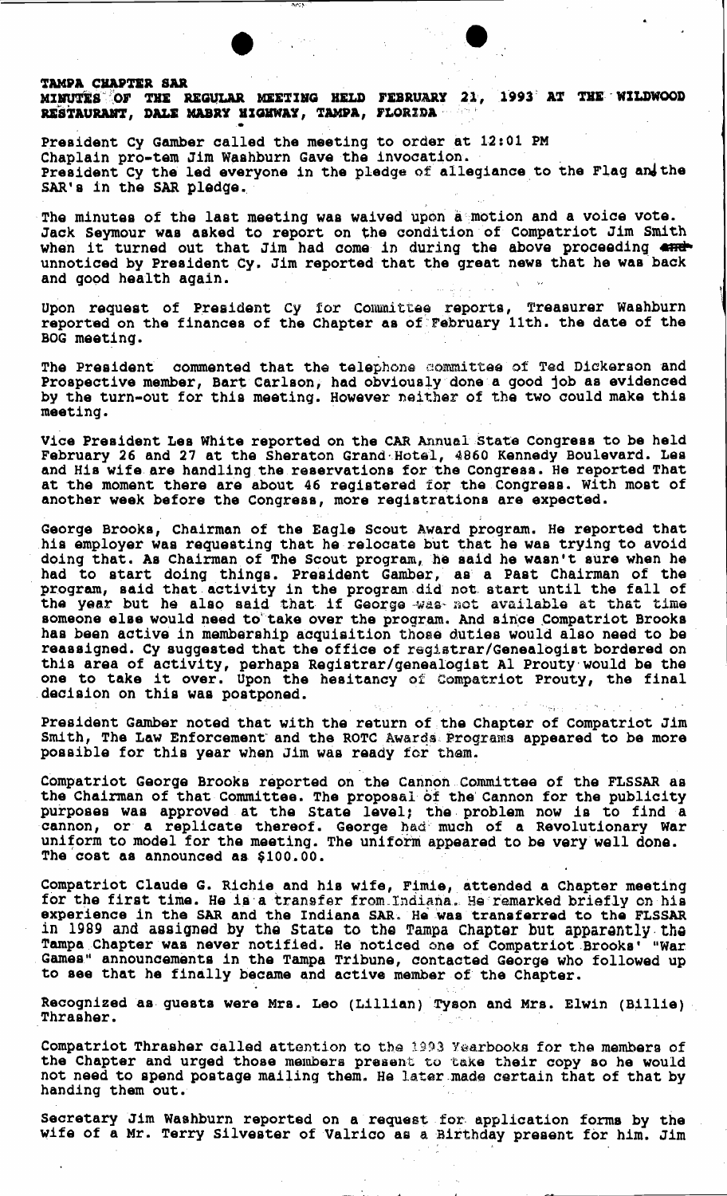**TAMPA CHAPTER SAR**
**MINUTES OF THE REGULAR MEETING HELD FEBRUARY 21, 1993 AT THE WILDWOOD RESTAURANT, DALE MABRY HIGHWAY, TAMPA, FLORIDA**

President Cy Gamber called the meeting to order at 12:01 PM
Chaplain pro-tem Jim Washburn Gave the invocation.
President Cy the led everyone in the pledge of allegiance to the Flag and the SAR's in the SAR pledge.

The minutes of the last meeting was waived upon a motion and a voice vote. Jack Seymour was asked to report on the condition of Compatriot Jim Smith when it turned out that Jim had come in during the above proceeding and unnoticed by President Cy. Jim reported that the great news that he was back and good health again.

Upon request of President Cy for Committee reports, Treasurer Washburn reported on the finances of the Chapter as of February 11th. the date of the BOG meeting.

The President commented that the telephone committee of Ted Dickerson and Prospective member, Bart Carlson, had obviously done a good job as evidenced by the turn-out for this meeting. However neither of the two could make this meeting.

Vice President Les White reported on the CAR Annual State Congress to be held February 26 and 27 at the Sheraton Grand Hotel, 4860 Kennedy Boulevard. Les and His wife are handling the reservations for the Congress. He reported That at the moment there are about 46 registered for the Congress. With most of another week before the Congress, more registrations are expected.

George Brooks, Chairman of the Eagle Scout Award program. He reported that his employer was requesting that he relocate but that he was trying to avoid doing that. As Chairman of The Scout program, he said he wasn't sure when he had to start doing things. President Gamber, as a Past Chairman of the program, said that activity in the program did not start until the fall of the year but he also said that if George was not available at that time someone else would need to take over the program. And since Compatriot Brooks has been active in membership acquisition those duties would also need to be reassigned. Cy suggested that the office of registrar/Genealogist bordered on this area of activity, perhaps Registrar/genealogist Al Prouty would be the one to take it over. Upon the hesitancy of Compatriot Prouty, the final decision on this was postponed.

President Gamber noted that with the return of the Chapter of Compatriot Jim Smith, The Law Enforcement and the ROTC Awards Programs appeared to be more possible for this year when Jim was ready for them.

Compatriot George Brooks reported on the Cannon Committee of the FLSSAR as the Chairman of that Committee. The proposal of the Cannon for the publicity purposes was approved at the State level; the problem now is to find a cannon, or a replicate thereof. George had much of a Revolutionary War uniform to model for the meeting. The uniform appeared to be very well done. The cost as announced as $100.00.

Compatriot Claude G. Richie and his wife, Fimie, attended a Chapter meeting for the first time. He is a transfer from Indiana. He remarked briefly on his experience in the SAR and the Indiana SAR. He was transferred to the FLSSAR in 1989 and assigned by the State to the Tampa Chapter but apparently the Tampa Chapter was never notified. He noticed one of Compatriot Brooks' "War Games" announcements in the Tampa Tribune, contacted George who followed up to see that he finally became and active member of the Chapter.

Recognized as guests were Mrs. Leo (Lillian) Tyson and Mrs. Elwin (Billie) Thrasher.

Compatriot Thrasher called attention to the 1993 Yearbooks for the members of the Chapter and urged those members present to take their copy so he would not need to spend postage mailing them. He later made certain that of that by handing them out.

Secretary Jim Washburn reported on a request for application forms by the wife of a Mr. Terry Silvester of Valrico as a Birthday present for him. Jim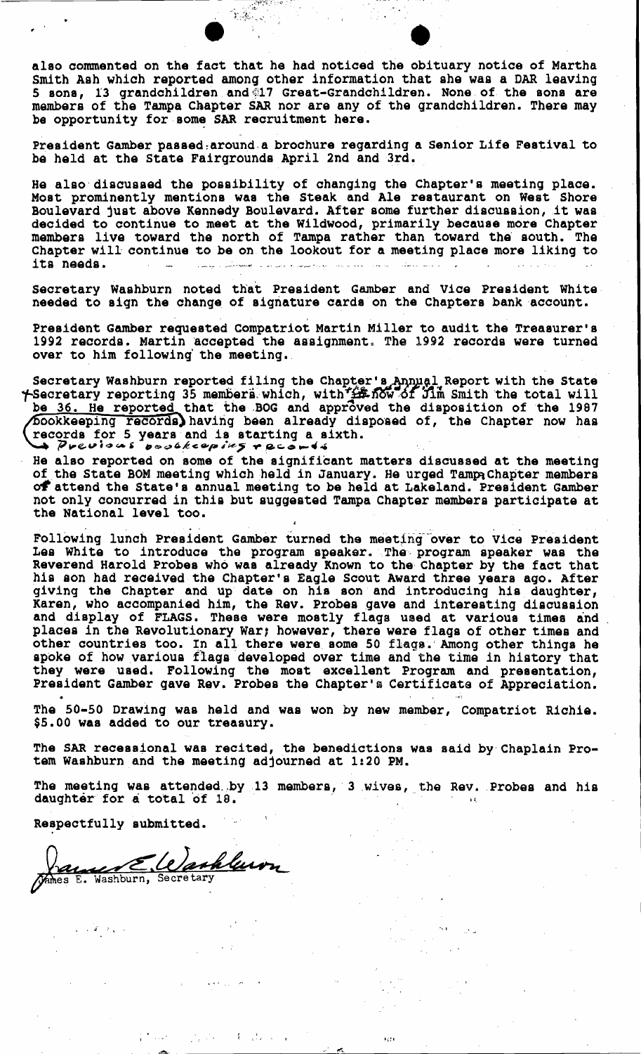also commented on the fact that he had noticed the obituary notice of Martha Smith Ash which reported among other information that she was a DAR leaving 5 sons, 13 grandchildren and 17 Great-Grandchildren. None of the sons are members of the Tampa Chapter SAR nor are any of the grandchildren. There may be opportunity for some SAR recruitment here.

President Gamber passed around a brochure regarding a Senior Life Festival to be held at the State Fairgrounds April 2nd and 3rd.

He also discussed the possibility of changing the Chapter's meeting place. Most prominently mentions was the Steak and Ale restaurant on West Shore Boulevard just above Kennedy Boulevard. After some further discussion, it was decided to continue to meet at the Wildwood, primarily because more Chapter members live toward the north of Tampa rather than toward the south. The Chapter will continue to be on the lookout for a meeting place more liking to its needs.

Secretary Washburn noted that President Gamber and Vice President White needed to sign the change of signature cards on the Chapters bank account.

President Gamber requested Compatriot Martin Miller to audit the Treasurer's 1992 records. Martin accepted the assignment. The 1992 records were turned over to him following the meeting.

Secretary Washburn reported filing the Chapter's Annual Report with the State Secretary reporting 35 members which, with the new of Jim Smith the total will be 36. He reported that the BOG and approved the disposition of the 1987 bookkeeping records having been already disposed of, the Chapter now has records for 5 years and is starting a sixth. Previous bookkeeping records

He also reported on some of the significant matters discussed at the meeting of the State BOM meeting which held in January. He urged Tampa Chapter members of attend the State's annual meeting to be held at Lakeland. President Gamber not only concurred in this but suggested Tampa Chapter members participate at the National level too.

Following lunch President Gamber turned the meeting over to Vice President Les White to introduce the program speaker. The program speaker was the Reverend Harold Probes who was already known to the Chapter by the fact that his son had received the Chapter's Eagle Scout Award three years ago. After giving the Chapter and up date on his son and introducing his daughter, Karen, who accompanied him, the Rev. Probes gave and interesting discussion and display of FLAGS. These were mostly flags used at various times and places in the Revolutionary War; however, there were flags of other times and other countries too. In all there were some 50 flags. Among other things he spoke of how various flags developed over time and the time in history that they were used. Following the most excellent Program and presentation, President Gamber gave Rev. Probes the Chapter's Certificate of Appreciation.

The 50-50 Drawing was held and was won by new member, Compatriot Richie. $5.00 was added to our treasury.

The SAR recessional was recited, the benedictions was said by Chaplain Pro-tem Washburn and the meeting adjourned at 1:20 PM.

The meeting was attended by 13 members, 3 wives, the Rev. Probes and his daughter for a total of 18.

Respectfully submitted.

James E. Washburn, Secretary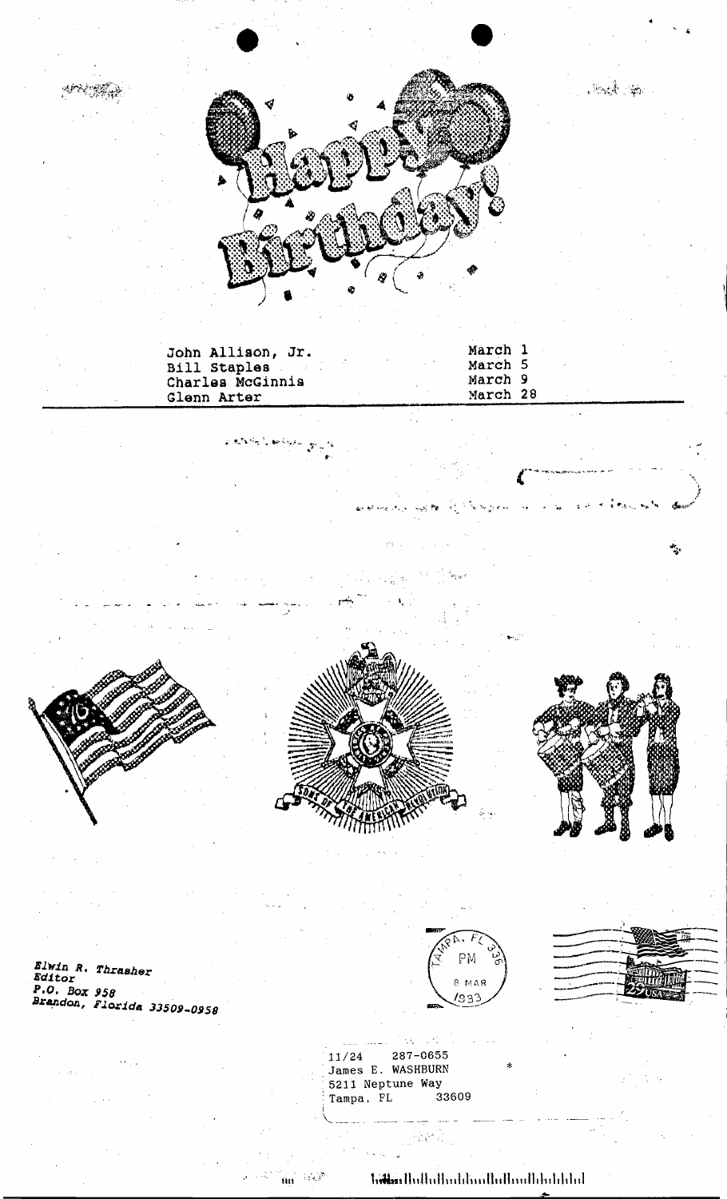# Happy Birthday!

| | |
|---|---|
| John Allison, Jr. | March 1 |
| Bill Staples | March 5 |
| Charles McGinnis | March 9 |
| Glenn Arter | March 28 |

SONS OF THE AMERICAN REVOLUTION

*Elwin R. Thrasher*
*Editor*
*P.O. Box 958*
*Brandon, Florida 33509-0958*

TAMPA, FL 336
PM
8 MAR
1993

11/24 287-0655
James E. WASHBURN
5211 Neptune Way
Tampa, FL 33609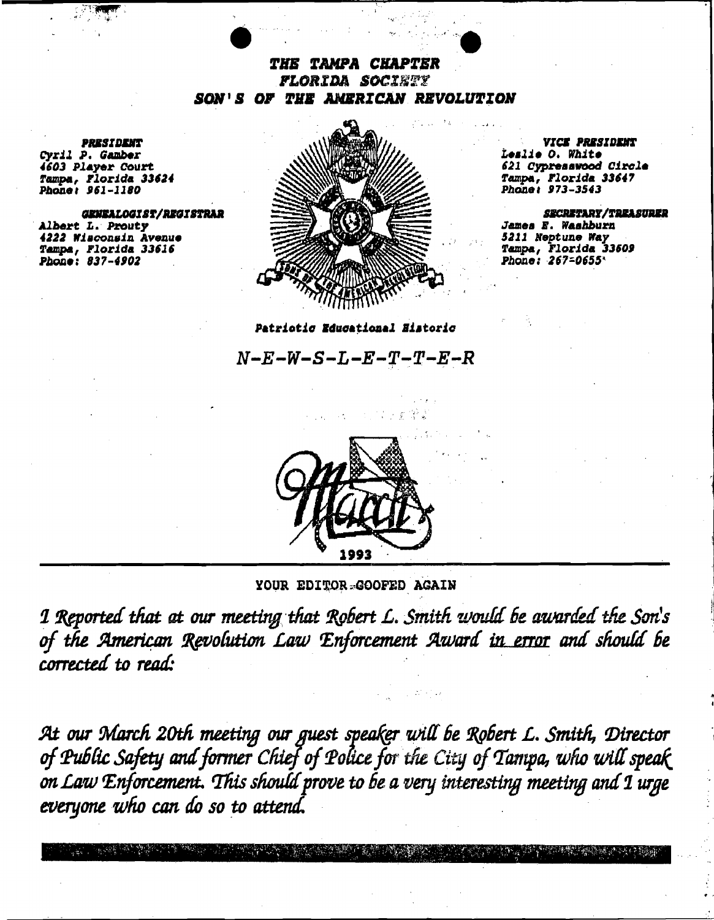# THE TAMPA CHAPTER
# FLORIDA SOCIETY
# SON'S OF THE AMERICAN REVOLUTION

**PRESIDENT**
Cyril P. Gamber
4603 Player Court
Tampa, Florida 33624
Phone: 961-1180

**GENEALOGIST/REGISTRAR**
Albert L. Prouty
4222 Wisconsin Avenue
Tampa, Florida 33616
Phone: 837-4902

**VICE PRESIDENT**
Leslie O. White
621 Cypresswood Circle
Tampa, Florida 33647
Phone: 973-3543

**SECRETARY/TREASURER**
James E. Washburn
5211 Neptune Way
Tampa, Florida 33609
Phone: 267-0655

Sons of the American Revolution

*Patriotic Educational Historic*

## N-E-W-S-L-E-T-T-E-R

March

1993

YOUR EDITOR GOOFED AGAIN

*I Reported that at our meeting that Robert L. Smith would be awarded the Son's of the American Revolution Law Enforcement Award in error and should be corrected to read:*

*At our March 20th meeting our guest speaker will be Robert L. Smith, Director of Public Safety and former Chief of Police for the City of Tampa, who will speak on Law Enforcement. This should prove to be a very interesting meeting and I urge everyone who can do so to attend.*